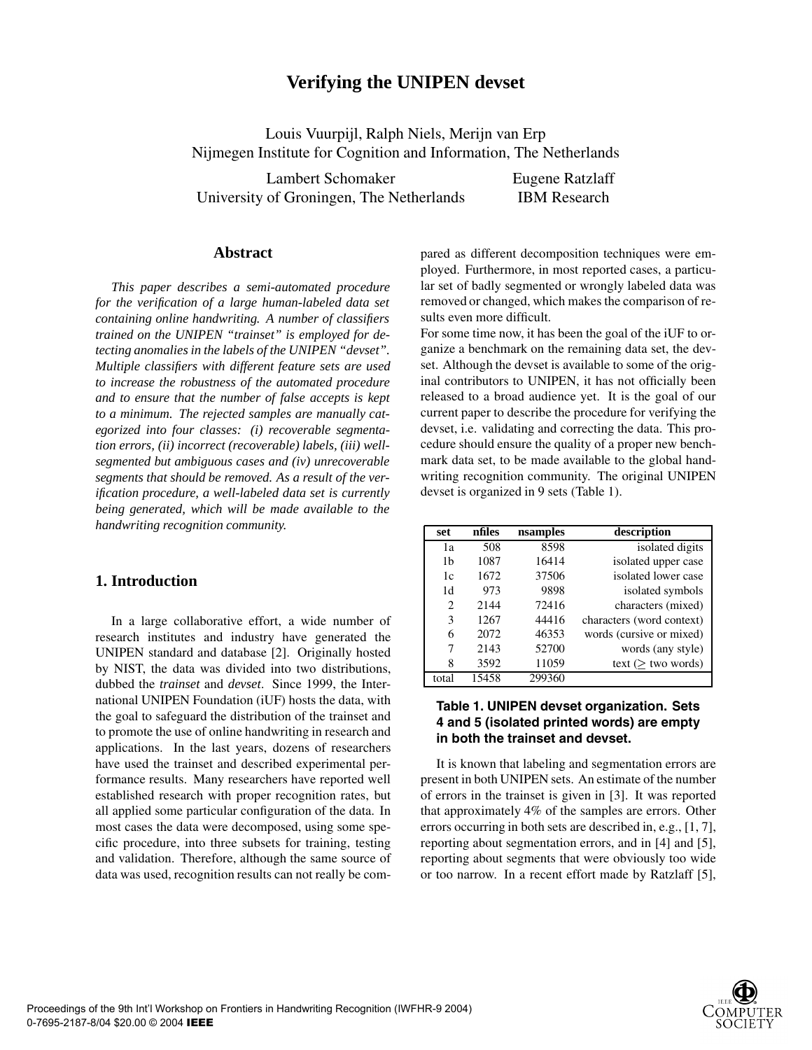# Verifying the UNIPEN devset

Louis Vuurpijl, Ralph Niels, Merijn van Erp
Nijmegen Institute for Cognition and Information, The Netherlands

Lambert Schomaker
University of Groningen, The Netherlands

Eugene Ratzlaff
IBM Research

## Abstract

*This paper describes a semi-automated procedure for the verification of a large human-labeled data set containing online handwriting. A number of classifiers trained on the UNIPEN "trainset" is employed for detecting anomalies in the labels of the UNIPEN "devset". Multiple classifiers with different feature sets are used to increase the robustness of the automated procedure and to ensure that the number of false accepts is kept to a minimum. The rejected samples are manually categorized into four classes: (i) recoverable segmentation errors, (ii) incorrect (recoverable) labels, (iii) well-segmented but ambiguous cases and (iv) unrecoverable segments that should be removed. As a result of the verification procedure, a well-labeled data set is currently being generated, which will be made available to the handwriting recognition community.*

## 1. Introduction

In a large collaborative effort, a wide number of research institutes and industry have generated the UNIPEN standard and database [2]. Originally hosted by NIST, the data was divided into two distributions, dubbed the *trainset* and *devset*. Since 1999, the International UNIPEN Foundation (iUF) hosts the data, with the goal to safeguard the distribution of the trainset and to promote the use of online handwriting in research and applications. In the last years, dozens of researchers have used the trainset and described experimental performance results. Many researchers have reported well established research with proper recognition rates, but all applied some particular configuration of the data. In most cases the data were decomposed, using some specific procedure, into three subsets for training, testing and validation. Therefore, although the same source of data was used, recognition results can not really be compared as different decomposition techniques were employed. Furthermore, in most reported cases, a particular set of badly segmented or wrongly labeled data was removed or changed, which makes the comparison of results even more difficult.

For some time now, it has been the goal of the iUF to organize a benchmark on the remaining data set, the devset. Although the devset is available to some of the original contributors to UNIPEN, it has not officially been released to a broad audience yet. It is the goal of our current paper to describe the procedure for verifying the devset, i.e. validating and correcting the data. This procedure should ensure the quality of a proper new benchmark data set, to be made available to the global handwriting recognition community. The original UNIPEN devset is organized in 9 sets (Table 1).

| set | nfiles | nsamples | description |
|---|---|---|---|
| 1a | 508 | 8598 | isolated digits |
| 1b | 1087 | 16414 | isolated upper case |
| 1c | 1672 | 37506 | isolated lower case |
| 1d | 973 | 9898 | isolated symbols |
| 2 | 2144 | 72416 | characters (mixed) |
| 3 | 1267 | 44416 | characters (word context) |
| 6 | 2072 | 46353 | words (cursive or mixed) |
| 7 | 2143 | 52700 | words (any style) |
| 8 | 3592 | 11059 | text ($\geq$ two words) |
| total | 15458 | 299360 | |

**Table 1. UNIPEN devset organization. Sets 4 and 5 (isolated printed words) are empty in both the trainset and devset.**

It is known that labeling and segmentation errors are present in both UNIPEN sets. An estimate of the number of errors in the trainset is given in [3]. It was reported that approximately 4% of the samples are errors. Other errors occurring in both sets are described in, e.g., [1, 7], reporting about segmentation errors, and in [4] and [5], reporting about segments that were obviously too wide or too narrow. In a recent effort made by Ratzlaff [5],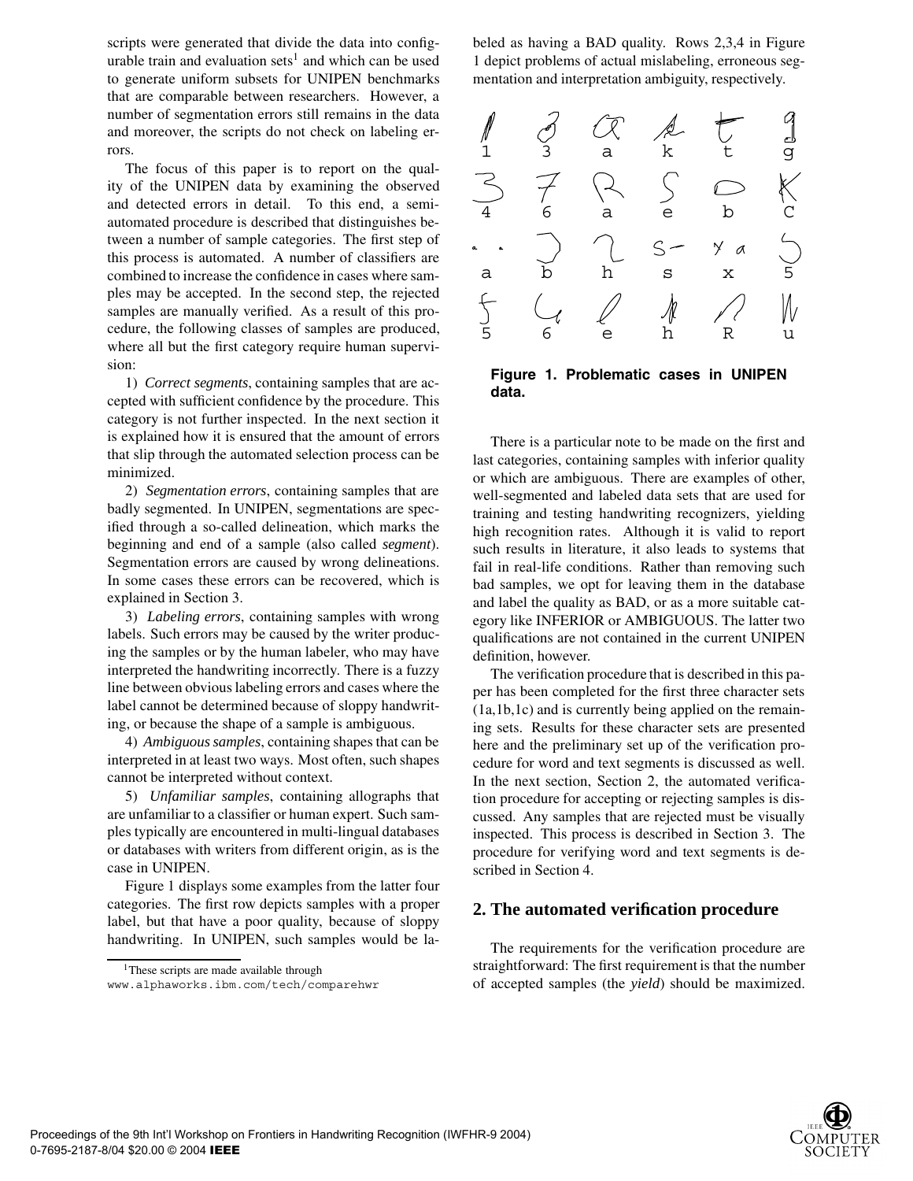scripts were generated that divide the data into configurable train and evaluation sets[1] and which can be used to generate uniform subsets for UNIPEN benchmarks that are comparable between researchers. However, a number of segmentation errors still remains in the data and moreover, the scripts do not check on labeling errors.

The focus of this paper is to report on the quality of the UNIPEN data by examining the observed and detected errors in detail. To this end, a semi-automated procedure is described that distinguishes between a number of sample categories. The first step of this process is automated. A number of classifiers are combined to increase the confidence in cases where samples may be accepted. In the second step, the rejected samples are manually verified. As a result of this procedure, the following classes of samples are produced, where all but the first category require human supervision:

1) *Correct segments*, containing samples that are accepted with sufficient confidence by the procedure. This category is not further inspected. In the next section it is explained how it is ensured that the amount of errors that slip through the automated selection process can be minimized.

2) *Segmentation errors*, containing samples that are badly segmented. In UNIPEN, segmentations are specified through a so-called delineation, which marks the beginning and end of a sample (also called *segment*). Segmentation errors are caused by wrong delineations. In some cases these errors can be recovered, which is explained in Section 3.

3) *Labeling errors*, containing samples with wrong labels. Such errors may be caused by the writer producing the samples or by the human labeler, who may have interpreted the handwriting incorrectly. There is a fuzzy line between obvious labeling errors and cases where the label cannot be determined because of sloppy handwriting, or because the shape of a sample is ambiguous.

4) *Ambiguous samples*, containing shapes that can be interpreted in at least two ways. Most often, such shapes cannot be interpreted without context.

5) *Unfamiliar samples*, containing allographs that are unfamiliar to a classifier or human expert. Such samples typically are encountered in multi-lingual databases or databases with writers from different origin, as is the case in UNIPEN.

Figure 1 displays some examples from the latter four categories. The first row depicts samples with a proper label, but that have a poor quality, because of sloppy handwriting. In UNIPEN, such samples would be labeled as having a BAD quality. Rows 2,3,4 in Figure 1 depict problems of actual mislabeling, erroneous segmentation and interpretation ambiguity, respectively.

[1] These scripts are made available through www.alphaworks.ibm.com/tech/comparehwr

**Figure 1. Problematic cases in UNIPEN data.**

There is a particular note to be made on the first and last categories, containing samples with inferior quality or which are ambiguous. There are examples of other, well-segmented and labeled data sets that are used for training and testing handwriting recognizers, yielding high recognition rates. Although it is valid to report such results in literature, it also leads to systems that fail in real-life conditions. Rather than removing such bad samples, we opt for leaving them in the database and label the quality as BAD, or as a more suitable category like INFERIOR or AMBIGUOUS. The latter two qualifications are not contained in the current UNIPEN definition, however.

The verification procedure that is described in this paper has been completed for the first three character sets (1a,1b,1c) and is currently being applied on the remaining sets. Results for these character sets are presented here and the preliminary set up of the verification procedure for word and text segments is discussed as well. In the next section, Section 2, the automated verification procedure for accepting or rejecting samples is discussed. Any samples that are rejected must be visually inspected. This process is described in Section 3. The procedure for verifying word and text segments is described in Section 4.

## 2. The automated verification procedure

The requirements for the verification procedure are straightforward: The first requirement is that the number of accepted samples (the *yield*) should be maximized.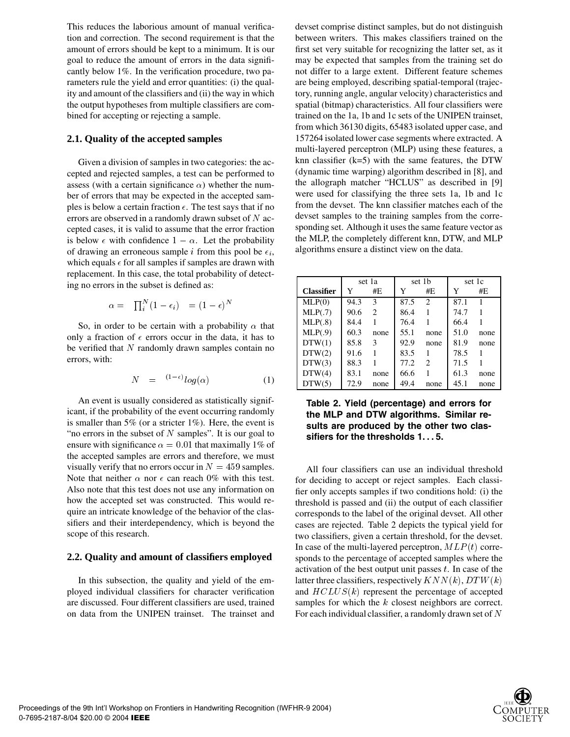This reduces the laborious amount of manual verification and correction. The second requirement is that the amount of errors should be kept to a minimum. It is our goal to reduce the amount of errors in the data significantly below 1%. In the verification procedure, two parameters rule the yield and error quantities: (i) the quality and amount of the classifiers and (ii) the way in which the output hypotheses from multiple classifiers are combined for accepting or rejecting a sample.

## 2.1. Quality of the accepted samples

Given a division of samples in two categories: the accepted and rejected samples, a test can be performed to assess (with a certain significance $\alpha$) whether the number of errors that may be expected in the accepted samples is below a certain fraction $\epsilon$. The test says that if no errors are observed in a randomly drawn subset of $N$ accepted cases, it is valid to assume that the error fraction is below $\epsilon$ with confidence $1-\alpha$. Let the probability of drawing an erroneous sample $i$ from this pool be $\epsilon_i$, which equals $\epsilon$ for all samples if samples are drawn with replacement. In this case, the total probability of detecting no errors in the subset is defined as:

$$\alpha = \prod_i^N (1-\epsilon_i) = (1-\epsilon)^N$$

So, in order to be certain with a probability $\alpha$ that only a fraction of $\epsilon$ errors occur in the data, it has to be verified that $N$ randomly drawn samples contain no errors, with:

$$N = {}^{(1-\epsilon)}log(\alpha) \tag{1}$$

An event is usually considered as statistically significant, if the probability of the event occurring randomly is smaller than 5% (or a stricter 1%). Here, the event is "no errors in the subset of $N$ samples". It is our goal to ensure with significance $\alpha = 0.01$ that maximally 1% of the accepted samples are errors and therefore, we must visually verify that no errors occur in $N = 459$ samples. Note that neither $\alpha$ nor $\epsilon$ can reach 0% with this test. Also note that this test does not use any information on how the accepted set was constructed. This would require an intricate knowledge of the behavior of the classifiers and their interdependency, which is beyond the scope of this research.

## 2.2. Quality and amount of classifiers employed

In this subsection, the quality and yield of the employed individual classifiers for character verification are discussed. Four different classifiers are used, trained on data from the UNIPEN trainset. The trainset and devset comprise distinct samples, but do not distinguish between writers. This makes classifiers trained on the first set very suitable for recognizing the latter set, as it may be expected that samples from the training set do not differ to a large extent. Different feature schemes are being employed, describing spatial-temporal (trajectory, running angle, angular velocity) characteristics and spatial (bitmap) characteristics. All four classifiers were trained on the 1a, 1b and 1c sets of the UNIPEN trainset, from which 36130 digits, 65483 isolated upper case, and 157264 isolated lower case segments where extracted. A multi-layered perceptron (MLP) using these features, a knn classifier (k=5) with the same features, the DTW (dynamic time warping) algorithm described in [8], and the allograph matcher "HCLUS" as described in [9] were used for classifying the three sets 1a, 1b and 1c from the devset. The knn classifier matches each of the devset samples to the training samples from the corresponding set. Although it uses the same feature vector as the MLP, the completely different knn, DTW, and MLP algorithms ensure a distinct view on the data.

| | set 1a | | set 1b | | set 1c | |
|---|---|---|---|---|---|---|
| **Classifier** | Y | #E | Y | #E | Y | #E |
| MLP(0) | 94.3 | 3 | 87.5 | 2 | 87.1 | 1 |
| MLP(.7) | 90.6 | 2 | 86.4 | 1 | 74.7 | 1 |
| MLP(.8) | 84.4 | 1 | 76.4 | 1 | 66.4 | 1 |
| MLP(.9) | 60.3 | none | 55.1 | none | 51.0 | none |
| DTW(1) | 85.8 | 3 | 92.9 | none | 81.9 | none |
| DTW(2) | 91.6 | 1 | 83.5 | 1 | 78.5 | 1 |
| DTW(3) | 88.3 | 1 | 77.2 | 2 | 71.5 | 1 |
| DTW(4) | 83.1 | none | 66.6 | 1 | 61.3 | none |
| DTW(5) | 72.9 | none | 49.4 | none | 45.1 | none |

**Table 2. Yield (percentage) and errors for the MLP and DTW algorithms. Similar results are produced by the other two classifiers for the thresholds 1...5.**

All four classifiers can use an individual threshold for deciding to accept or reject samples. Each classifier only accepts samples if two conditions hold: (i) the threshold is passed and (ii) the output of each classifier corresponds to the label of the original devset. All other cases are rejected. Table 2 depicts the typical yield for two classifiers, given a certain threshold, for the devset. In case of the multi-layered perceptron, $MLP(t)$ corresponds to the percentage of accepted samples where the activation of the best output unit passes $t$. In case of the latter three classifiers, respectively $KNN(k)$, $DTW(k)$ and $HCLUS(k)$ represent the percentage of accepted samples for which the $k$ closest neighbors are correct. For each individual classifier, a randomly drawn set of $N$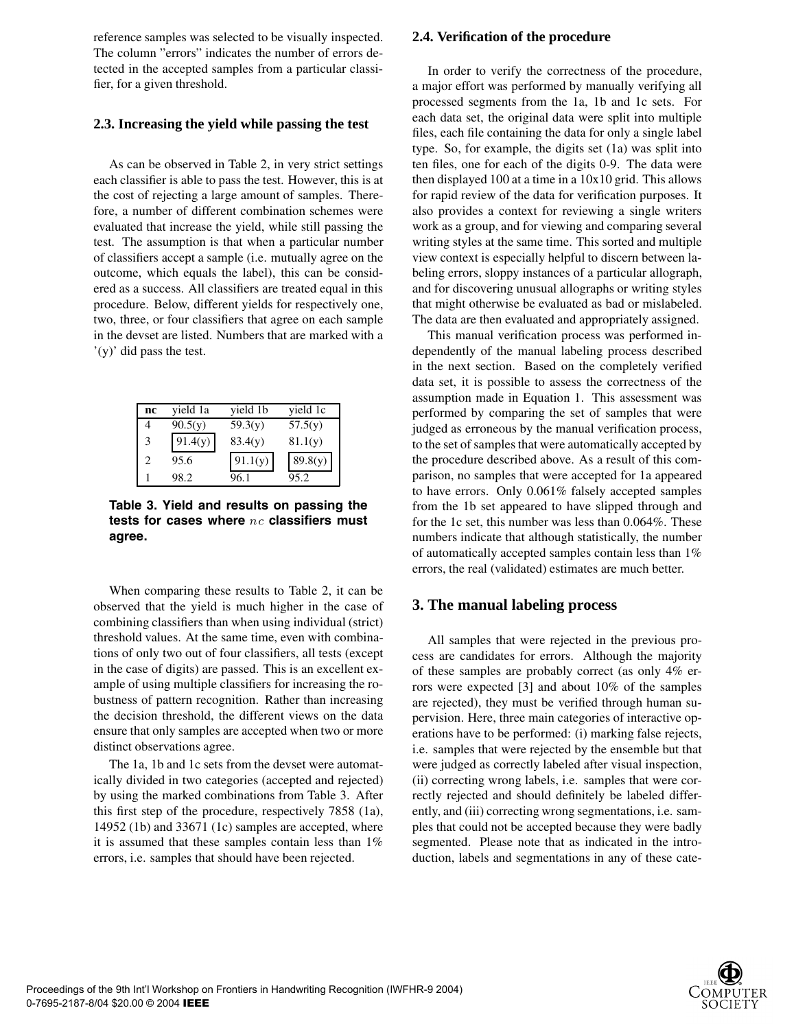reference samples was selected to be visually inspected. The column "errors" indicates the number of errors detected in the accepted samples from a particular classifier, for a given threshold.

### 2.3. Increasing the yield while passing the test

As can be observed in Table 2, in very strict settings each classifier is able to pass the test. However, this is at the cost of rejecting a large amount of samples. Therefore, a number of different combination schemes were evaluated that increase the yield, while still passing the test. The assumption is that when a particular number of classifiers accept a sample (i.e. mutually agree on the outcome, which equals the label), this can be considered as a success. All classifiers are treated equal in this procedure. Below, different yields for respectively one, two, three, or four classifiers that agree on each sample in the devset are listed. Numbers that are marked with a '(y)' did pass the test.

| nc | yield 1a | yield 1b | yield 1c |
|---|---|---|---|
| 4 | 90.5(y) | 59.3(y) | 57.5(y) |
| 3 | 91.4(y) | 83.4(y) | 81.1(y) |
| 2 | 95.6 | 91.1(y) | 89.8(y) |
| 1 | 98.2 | 96.1 | 95.2 |

**Table 3. Yield and results on passing the tests for cases where $nc$ classifiers must agree.**

When comparing these results to Table 2, it can be observed that the yield is much higher in the case of combining classifiers than when using individual (strict) threshold values. At the same time, even with combinations of only two out of four classifiers, all tests (except in the case of digits) are passed. This is an excellent example of using multiple classifiers for increasing the robustness of pattern recognition. Rather than increasing the decision threshold, the different views on the data ensure that only samples are accepted when two or more distinct observations agree.

The 1a, 1b and 1c sets from the devset were automatically divided in two categories (accepted and rejected) by using the marked combinations from Table 3. After this first step of the procedure, respectively 7858 (1a), 14952 (1b) and 33671 (1c) samples are accepted, where it is assumed that these samples contain less than 1% errors, i.e. samples that should have been rejected.

### 2.4. Verification of the procedure

In order to verify the correctness of the procedure, a major effort was performed by manually verifying all processed segments from the 1a, 1b and 1c sets. For each data set, the original data were split into multiple files, each file containing the data for only a single label type. So, for example, the digits set (1a) was split into ten files, one for each of the digits 0-9. The data were then displayed 100 at a time in a 10x10 grid. This allows for rapid review of the data for verification purposes. It also provides a context for reviewing a single writers work as a group, and for viewing and comparing several writing styles at the same time. This sorted and multiple view context is especially helpful to discern between labeling errors, sloppy instances of a particular allograph, and for discovering unusual allographs or writing styles that might otherwise be evaluated as bad or mislabeled. The data are then evaluated and appropriately assigned.

This manual verification process was performed independently of the manual labeling process described in the next section. Based on the completely verified data set, it is possible to assess the correctness of the assumption made in Equation 1. This assessment was performed by comparing the set of samples that were judged as erroneous by the manual verification process, to the set of samples that were automatically accepted by the procedure described above. As a result of this comparison, no samples that were accepted for 1a appeared to have errors. Only 0.061% falsely accepted samples from the 1b set appeared to have slipped through and for the 1c set, this number was less than 0.064%. These numbers indicate that although statistically, the number of automatically accepted samples contain less than 1% errors, the real (validated) estimates are much better.

## 3. The manual labeling process

All samples that were rejected in the previous process are candidates for errors. Although the majority of these samples are probably correct (as only 4% errors were expected [3] and about 10% of the samples are rejected), they must be verified through human supervision. Here, three main categories of interactive operations have to be performed: (i) marking false rejects, i.e. samples that were rejected by the ensemble but that were judged as correctly labeled after visual inspection, (ii) correcting wrong labels, i.e. samples that were correctly rejected and should definitely be labeled differently, and (iii) correcting wrong segmentations, i.e. samples that could not be accepted because they were badly segmented. Please note that as indicated in the introduction, labels and segmentations in any of these cate-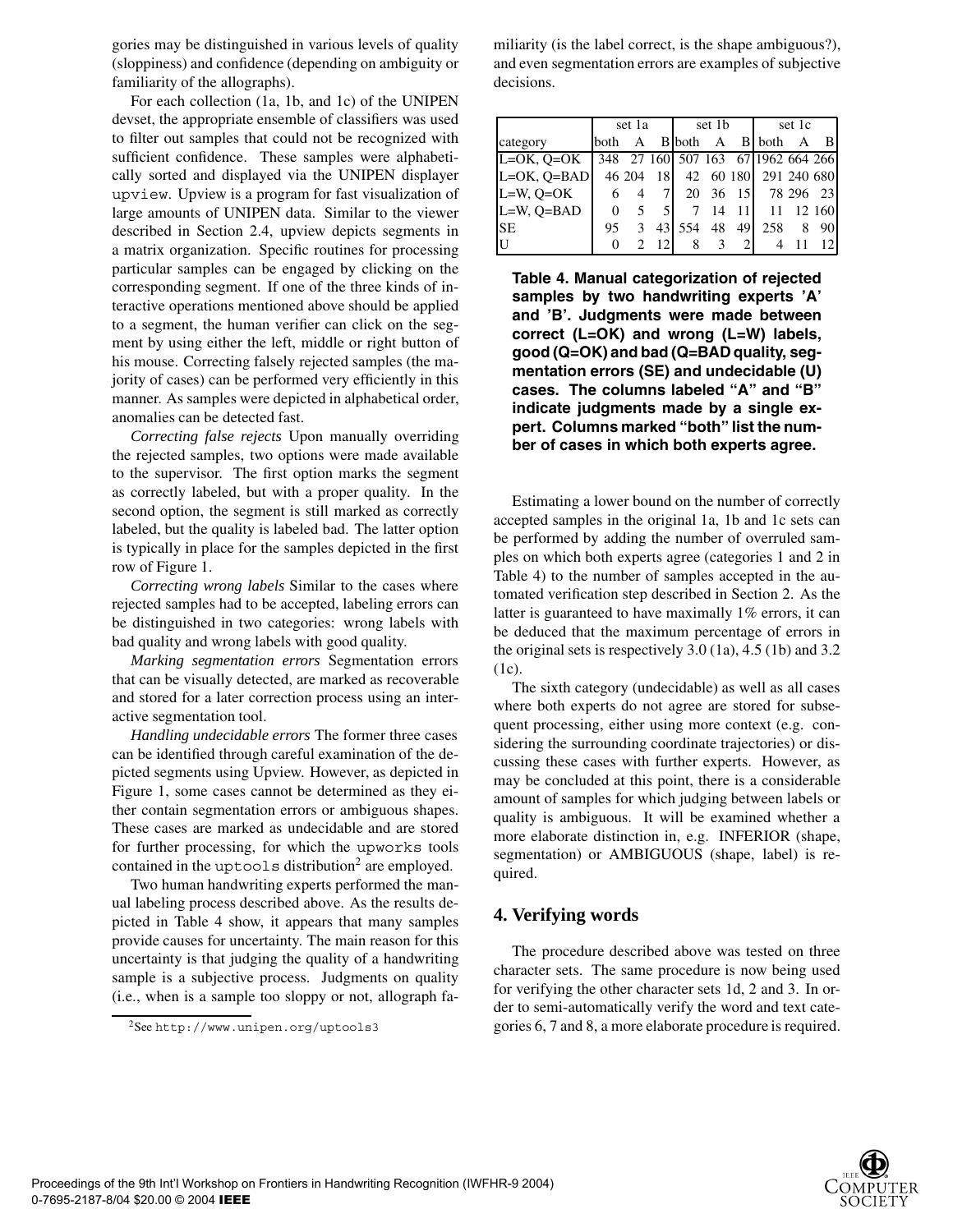gories may be distinguished in various levels of quality (sloppiness) and confidence (depending on ambiguity or familiarity of the allographs).

For each collection (1a, 1b, and 1c) of the UNIPEN devset, the appropriate ensemble of classifiers was used to filter out samples that could not be recognized with sufficient confidence. These samples were alphabetically sorted and displayed via the UNIPEN displayer `upview`. Upview is a program for fast visualization of large amounts of UNIPEN data. Similar to the viewer described in Section 2.4, upview depicts segments in a matrix organization. Specific routines for processing particular samples can be engaged by clicking on the corresponding segment. If one of the three kinds of interactive operations mentioned above should be applied to a segment, the human verifier can click on the segment by using either the left, middle or right button of his mouse. Correcting falsely rejected samples (the majority of cases) can be performed very efficiently in this manner. As samples were depicted in alphabetical order, anomalies can be detected fast.

*Correcting false rejects* Upon manually overriding the rejected samples, two options were made available to the supervisor. The first option marks the segment as correctly labeled, but with a proper quality. In the second option, the segment is still marked as correctly labeled, but the quality is labeled bad. The latter option is typically in place for the samples depicted in the first row of Figure 1.

*Correcting wrong labels* Similar to the cases where rejected samples had to be accepted, labeling errors can be distinguished in two categories: wrong labels with bad quality and wrong labels with good quality.

*Marking segmentation errors* Segmentation errors that can be visually detected, are marked as recoverable and stored for a later correction process using an interactive segmentation tool.

*Handling undecidable errors* The former three cases can be identified through careful examination of the depicted segments using Upview. However, as depicted in Figure 1, some cases cannot be determined as they either contain segmentation errors or ambiguous shapes. These cases are marked as undecidable and are stored for further processing, for which the `upworks` tools contained in the `uptools` distribution[2] are employed.

Two human handwriting experts performed the manual labeling process described above. As the results depicted in Table 4 show, it appears that many samples provide causes for uncertainty. The main reason for this uncertainty is that judging the quality of a handwriting sample is a subjective process. Judgments on quality (i.e., when is a sample too sloppy or not, allograph familiarity (is the label correct, is the shape ambiguous?), and even segmentation errors are examples of subjective decisions.

| | set 1a | | | set 1b | | | set 1c | | |
|---|---|---|---|---|---|---|---|---|---|
| category | both | A | B | both | A | B | both | A | B |
| L=OK, Q=OK | 348 | 27 | 160 | 507 | 163 | 67 | 1962 | 664 | 266 |
| L=OK, Q=BAD | 46 | 204 | 18 | 42 | 60 | 180 | 291 | 240 | 680 |
| L=W, Q=OK | 6 | 4 | 7 | 20 | 36 | 15 | 78 | 296 | 23 |
| L=W, Q=BAD | 0 | 5 | 5 | 7 | 14 | 11 | 11 | 12 | 160 |
| SE | 95 | 3 | 43 | 554 | 48 | 49 | 258 | 8 | 90 |
| U | 0 | 2 | 12 | 8 | 3 | 2 | 4 | 11 | 12 |

**Table 4. Manual categorization of rejected samples by two handwriting experts 'A' and 'B'. Judgments were made between correct (L=OK) and wrong (L=W) labels, good (Q=OK) and bad (Q=BAD quality, segmentation errors (SE) and undecidable (U) cases. The columns labeled "A" and "B" indicate judgments made by a single expert. Columns marked "both" list the number of cases in which both experts agree.**

Estimating a lower bound on the number of correctly accepted samples in the original 1a, 1b and 1c sets can be performed by adding the number of overruled samples on which both experts agree (categories 1 and 2 in Table 4) to the number of samples accepted in the automated verification step described in Section 2. As the latter is guaranteed to have maximally 1% errors, it can be deduced that the maximum percentage of errors in the original sets is respectively 3.0 (1a), 4.5 (1b) and 3.2 (1c).

The sixth category (undecidable) as well as all cases where both experts do not agree are stored for subsequent processing, either using more context (e.g. considering the surrounding coordinate trajectories) or discussing these cases with further experts. However, as may be concluded at this point, there is a considerable amount of samples for which judging between labels or quality is ambiguous. It will be examined whether a more elaborate distinction in, e.g. INFERIOR (shape, segmentation) or AMBIGUOUS (shape, label) is required.

## 4. Verifying words

The procedure described above was tested on three character sets. The same procedure is now being used for verifying the other character sets 1d, 2 and 3. In order to semi-automatically verify the word and text categories 6, 7 and 8, a more elaborate procedure is required.

[2] See `http://www.unipen.org/uptools3`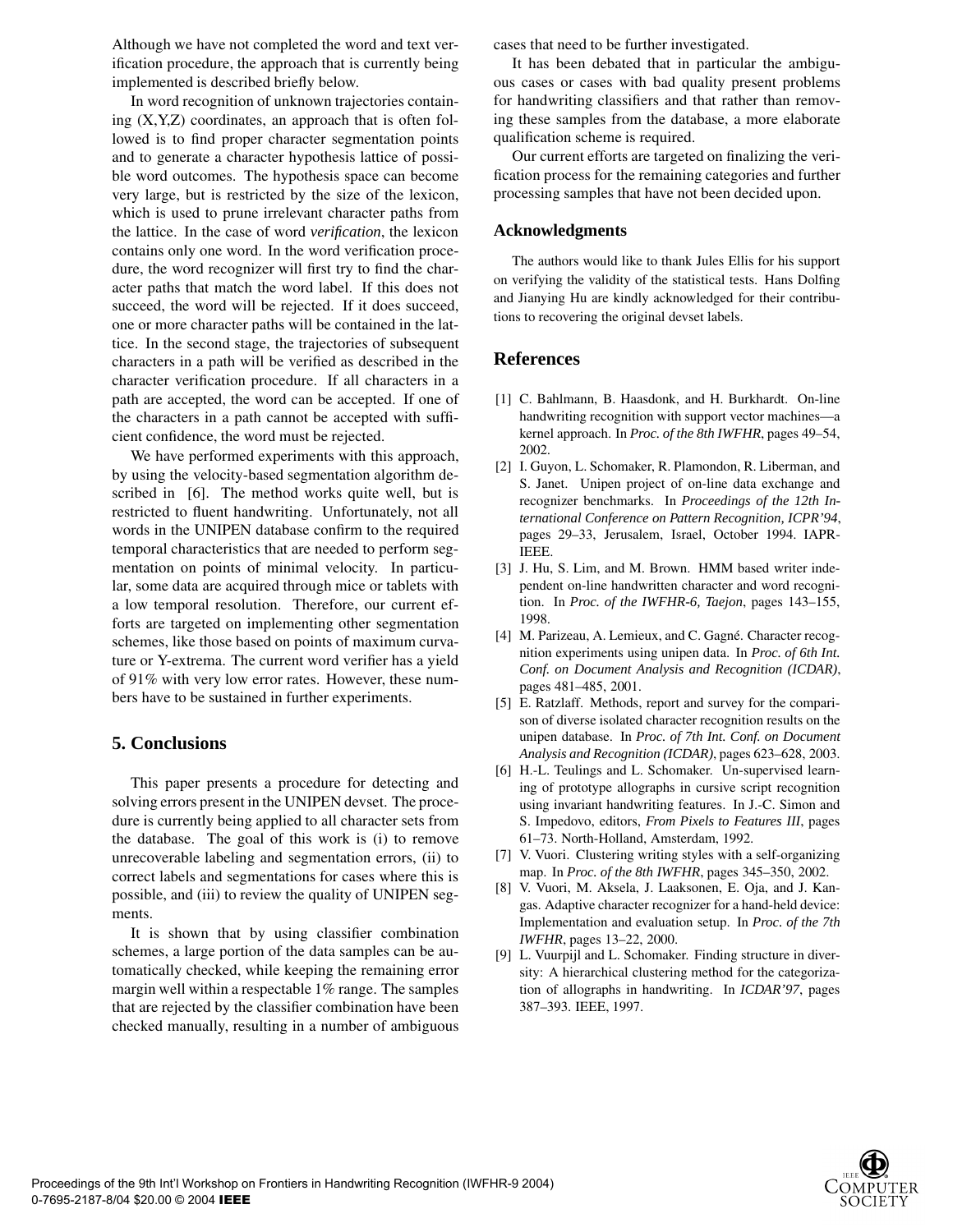Although we have not completed the word and text verification procedure, the approach that is currently being implemented is described briefly below.

In word recognition of unknown trajectories containing (X,Y,Z) coordinates, an approach that is often followed is to find proper character segmentation points and to generate a character hypothesis lattice of possible word outcomes. The hypothesis space can become very large, but is restricted by the size of the lexicon, which is used to prune irrelevant character paths from the lattice. In the case of word *verification*, the lexicon contains only one word. In the word verification procedure, the word recognizer will first try to find the character paths that match the word label. If this does not succeed, the word will be rejected. If it does succeed, one or more character paths will be contained in the lattice. In the second stage, the trajectories of subsequent characters in a path will be verified as described in the character verification procedure. If all characters in a path are accepted, the word can be accepted. If one of the characters in a path cannot be accepted with sufficient confidence, the word must be rejected.

We have performed experiments with this approach, by using the velocity-based segmentation algorithm described in [6]. The method works quite well, but is restricted to fluent handwriting. Unfortunately, not all words in the UNIPEN database confirm to the required temporal characteristics that are needed to perform segmentation on points of minimal velocity. In particular, some data are acquired through mice or tablets with a low temporal resolution. Therefore, our current efforts are targeted on implementing other segmentation schemes, like those based on points of maximum curvature or Y-extrema. The current word verifier has a yield of 91% with very low error rates. However, these numbers have to be sustained in further experiments.

## 5. Conclusions

This paper presents a procedure for detecting and solving errors present in the UNIPEN devset. The procedure is currently being applied to all character sets from the database. The goal of this work is (i) to remove unrecoverable labeling and segmentation errors, (ii) to correct labels and segmentations for cases where this is possible, and (iii) to review the quality of UNIPEN segments.

It is shown that by using classifier combination schemes, a large portion of the data samples can be automatically checked, while keeping the remaining error margin well within a respectable 1% range. The samples that are rejected by the classifier combination have been checked manually, resulting in a number of ambiguous cases that need to be further investigated.

It has been debated that in particular the ambiguous cases or cases with bad quality present problems for handwriting classifiers and that rather than removing these samples from the database, a more elaborate qualification scheme is required.

Our current efforts are targeted on finalizing the verification process for the remaining categories and further processing samples that have not been decided upon.

## Acknowledgments

The authors would like to thank Jules Ellis for his support on verifying the validity of the statistical tests. Hans Dolfing and Jianying Hu are kindly acknowledged for their contributions to recovering the original devset labels.

## References

[1] C. Bahlmann, B. Haasdonk, and H. Burkhardt. On-line handwriting recognition with support vector machines—a kernel approach. In *Proc. of the 8th IWFHR*, pages 49–54, 2002.

[2] I. Guyon, L. Schomaker, R. Plamondon, R. Liberman, and S. Janet. Unipen project of on-line data exchange and recognizer benchmarks. In *Proceedings of the 12th International Conference on Pattern Recognition, ICPR'94*, pages 29–33, Jerusalem, Israel, October 1994. IAPR-IEEE.

[3] J. Hu, S. Lim, and M. Brown. HMM based writer independent on-line handwritten character and word recognition. In *Proc. of the IWFHR-6, Taejon*, pages 143–155, 1998.

[4] M. Parizeau, A. Lemieux, and C. Gagné. Character recognition experiments using unipen data. In *Proc. of 6th Int. Conf. on Document Analysis and Recognition (ICDAR)*, pages 481–485, 2001.

[5] E. Ratzlaff. Methods, report and survey for the comparison of diverse isolated character recognition results on the unipen database. In *Proc. of 7th Int. Conf. on Document Analysis and Recognition (ICDAR)*, pages 623–628, 2003.

[6] H.-L. Teulings and L. Schomaker. Un-supervised learning of prototype allographs in cursive script recognition using invariant handwriting features. In J.-C. Simon and S. Impedovo, editors, *From Pixels to Features III*, pages 61–73. North-Holland, Amsterdam, 1992.

[7] V. Vuori. Clustering writing styles with a self-organizing map. In *Proc. of the 8th IWFHR*, pages 345–350, 2002.

[8] V. Vuori, M. Aksela, J. Laaksonen, E. Oja, and J. Kangas. Adaptive character recognizer for a hand-held device: Implementation and evaluation setup. In *Proc. of the 7th IWFHR*, pages 13–22, 2000.

[9] L. Vuurpijl and L. Schomaker. Finding structure in diversity: A hierarchical clustering method for the categorization of allographs in handwriting. In *ICDAR'97*, pages 387–393. IEEE, 1997.